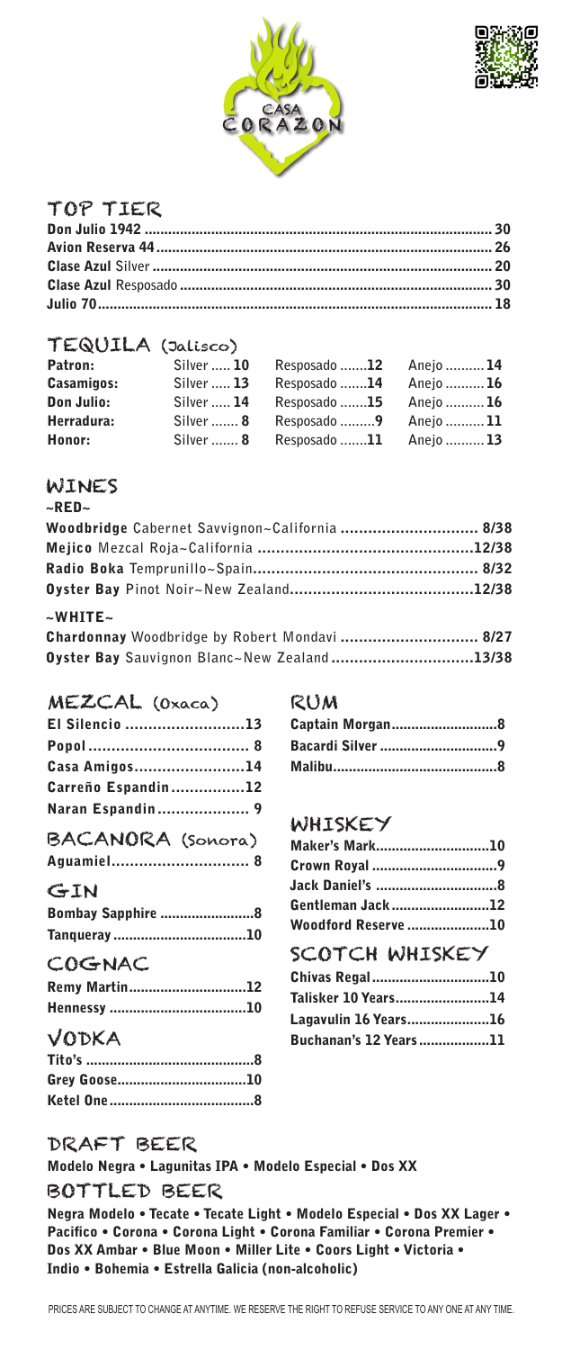CASA CORAZON

## TOP TIER

| Item | Price |
|---|---|
| **Don Julio 1942** | 30 |
| **Avion Reserva 44** | 26 |
| **Clase Azul** Silver | 20 |
| **Clase Azul** Resposado | 30 |
| **Julio 70** | 18 |

## TEQUILA (Jalisco)

| Brand | Silver | Resposado | Anejo |
|---|---|---|---|
| **Patron:** | 10 | 12 | 14 |
| **Casamigos:** | 13 | 14 | 16 |
| **Don Julio:** | 14 | 15 | 16 |
| **Herradura:** | 8 | 9 | 11 |
| **Honor:** | 8 | 11 | 13 |

## WINES

~RED~

| Wine | Price |
|---|---|
| **Woodbridge** Cabernet Savvignon~California | 8/38 |
| **Mejico** Mezcal Roja~California | 12/38 |
| **Radio Boka** Temprunillo~Spain | 8/32 |
| **Oyster Bay** Pinot Noir~New Zealand | 12/38 |

~WHITE~

| Wine | Price |
|---|---|
| **Chardonnay** Woodbridge by Robert Mondavi | 8/27 |
| **Oyster Bay** Sauvignon Blanc~New Zealand | 13/38 |

## MEZCAL (Oxaca)

| Item | Price |
|---|---|
| **El Silencio** | 13 |
| **Popol** | 8 |
| **Casa Amigos** | 14 |
| **Carreño Espandin** | 12 |
| **Naran Espandin** | 9 |

## BACANORA (Sonora)

| Item | Price |
|---|---|
| **Aguamiel** | 8 |

## GIN

| Item | Price |
|---|---|
| **Bombay Sapphire** | 8 |
| **Tanqueray** | 10 |

## COGNAC

| Item | Price |
|---|---|
| **Remy Martin** | 12 |
| **Hennessy** | 10 |

## VODKA

| Item | Price |
|---|---|
| **Tito's** | 8 |
| **Grey Goose** | 10 |
| **Ketel One** | 8 |

## RUM

| Item | Price |
|---|---|
| **Captain Morgan** | 8 |
| **Bacardi Silver** | 9 |
| **Malibu** | 8 |

## WHISKEY

| Item | Price |
|---|---|
| **Maker's Mark** | 10 |
| **Crown Royal** | 9 |
| **Jack Daniel's** | 8 |
| **Gentleman Jack** | 12 |
| **Woodford Reserve** | 10 |

## SCOTCH WHISKEY

| Item | Price |
|---|---|
| **Chivas Regal** | 10 |
| **Talisker 10 Years** | 14 |
| **Lagavulin 16 Years** | 16 |
| **Buchanan's 12 Years** | 11 |

## DRAFT BEER

**Modelo Negra • Lagunitas IPA • Modelo Especial • Dos XX**

## BOTTLED BEER

**Negra Modelo • Tecate • Tecate Light • Modelo Especial • Dos XX Lager • Pacifico • Corona • Corona Light • Corona Familiar • Corona Premier • Dos XX Ambar • Blue Moon • Miller Lite • Coors Light • Victoria • Indio • Bohemia • Estrella Galicia (non-alcoholic)**

PRICES ARE SUBJECT TO CHANGE AT ANYTIME. WE RESERVE THE RIGHT TO REFUSE SERVICE TO ANY ONE AT ANY TIME.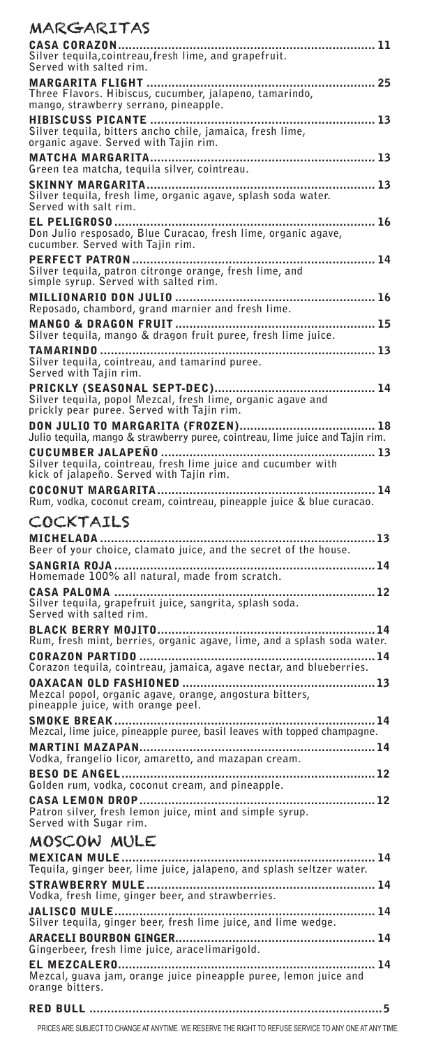# MARGARITAS

**CASA CORAZON** ........ 11
Silver tequila,cointreau,fresh lime, and grapefruit.
Served with salted rim.

**MARGARITA FLIGHT** ........ 25
Three Flavors. Hibiscus, cucumber, jalapeno, tamarindo, mango, strawberry serrano, pineapple.

**HIBISCUSS PICANTE** ........ 13
Silver tequila, bitters ancho chile, jamaica, fresh lime, organic agave. Served with Tajin rim.

**MATCHA MARGARITA** ........ 13
Green tea matcha, tequila silver, cointreau.

**SKINNY MARGARITA** ........ 13
Silver tequila, fresh lime, organic agave, splash soda water.
Served with salt rim.

**EL PELIGROSO** ........ 16
Don Julio resposado, Blue Curacao, fresh lime, organic agave, cucumber. Served with Tajin rim.

**PERFECT PATRON** ........ 14
Silver tequila, patron citronge orange, fresh lime, and simple syrup. Served with salted rim.

**MILLIONARIO DON JULIO** ........ 16
Reposado, chambord, grand marnier and fresh lime.

**MANGO & DRAGON FRUIT** ........ 15
Silver tequila, mango & dragon fruit puree, fresh lime juice.

**TAMARINDO** ........ 13
Silver tequila, cointreau, and tamarind puree.
Served with Tajin rim.

**PRICKLY (SEASONAL SEPT-DEC)** ........ 14
Silver tequila, popol Mezcal, fresh lime, organic agave and prickly pear puree. Served with Tajin rim.

**DON JULIO 70 MARGARITA (FROZEN)** ........ 18
Julio tequila, mango & strawberry puree, cointreau, lime juice and Tajin rim.

**CUCUMBER JALAPEÑO** ........ 13
Silver tequila, cointreau, fresh lime juice and cucumber with kick of jalapeño. Served with Tajin rim.

**COCONUT MARGARITA** ........ 14
Rum, vodka, coconut cream, cointreau, pineapple juice & blue curacao.

# COCKTAILS

**MICHELADA** ........ 13
Beer of your choice, clamato juice, and the secret of the house.

**SANGRIA ROJA** ........ 14
Homemade 100% all natural, made from scratch.

**CASA PALOMA** ........ 12
Silver tequila, grapefruit juice, sangrita, splash soda.
Served with salted rim.

**BLACK BERRY MOJITO** ........ 14
Rum, fresh mint, berries, organic agave, lime, and a splash soda water.

**CORAZON PARTIDO** ........ 14
Corazon tequila, cointreau, jamaica, agave nectar, and blueberries.

**OAXACAN OLD FASHIONED** ........ 13
Mezcal popol, organic agave, orange, angostura bitters, pineapple juice, with orange peel.

**SMOKE BREAK** ........ 14
Mezcal, lime juice, pineapple puree, basil leaves with topped champagne.

**MARTINI MAZAPAN** ........ 14
Vodka, frangelio licor, amaretto, and mazapan cream.

**BESO DE ANGEL** ........ 12
Golden rum, vodka, coconut cream, and pineapple.

**CASA LEMON DROP** ........ 12
Patron silver, fresh lemon juice, mint and simple syrup.
Served with Sugar rim.

# MOSCOW MULE

**MEXICAN MULE** ........ 14
Tequila, ginger beer, lime juice, jalapeno, and splash seltzer water.

**STRAWBERRY MULE** ........ 14
Vodka, fresh lime, ginger beer, and strawberries.

**JALISCO MULE** ........ 14
Silver tequila, ginger beer, fresh lime juice, and lime wedge.

**ARACELI BOURBON GINGER** ........ 14
Gingerbeer, fresh lime juice, aracelimarigold.

**EL MEZCALERO** ........ 14
Mezcal, guava jam, orange juice pineapple puree, lemon juice and orange bitters.

**RED BULL** ........ 5

PRICES ARE SUBJECT TO CHANGE AT ANYTIME. WE RESERVE THE RIGHT TO REFUSE SERVICE TO ANY ONE AT ANY TIME.